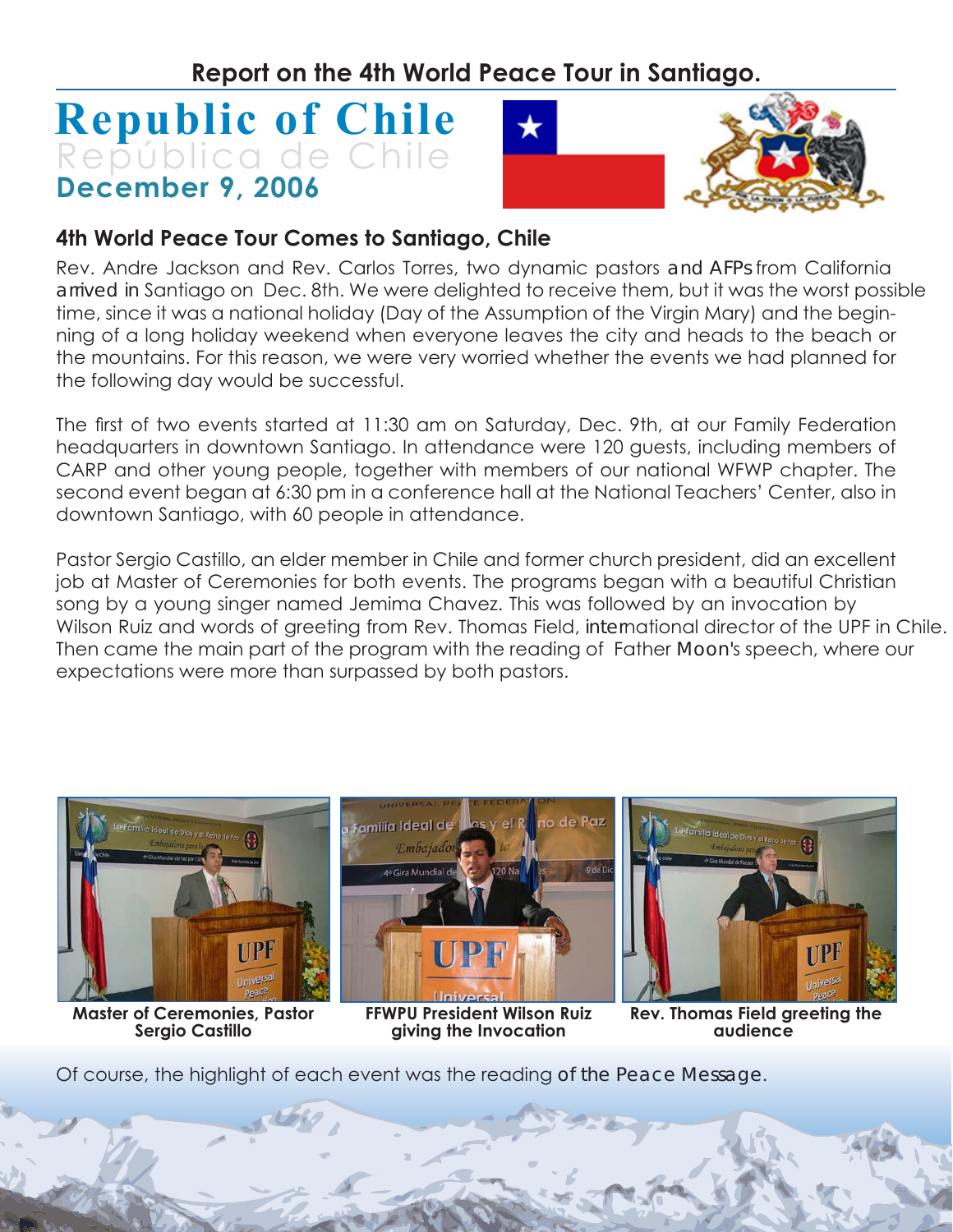## Report on the 4th World Peace Tour in Santiago.

# Republic of Chile

República de Chile

**December 9, 2006**

### 4th World Peace Tour Comes to Santiago, Chile

Rev. Andre Jackson and Rev. Carlos Torres, two dynamic pastors and AFPs from California arrived in Santiago on Dec. 8th. We were delighted to receive them, but it was the worst possible time, since it was a national holiday (Day of the Assumption of the Virgin Mary) and the beginning of a long holiday weekend when everyone leaves the city and heads to the beach or the mountains. For this reason, we were very worried whether the events we had planned for the following day would be successful.

The first of two events started at 11:30 am on Saturday, Dec. 9th, at our Family Federation headquarters in downtown Santiago. In attendance were 120 guests, including members of CARP and other young people, together with members of our national WFWP chapter. The second event began at 6:30 pm in a conference hall at the National Teachers' Center, also in downtown Santiago, with 60 people in attendance.

Pastor Sergio Castillo, an elder member in Chile and former church president, did an excellent job at Master of Ceremonies for both events. The programs began with a beautiful Christian song by a young singer named Jemima Chavez. This was followed by an invocation by Wilson Ruiz and words of greeting from Rev. Thomas Field, international director of the UPF in Chile. Then came the main part of the program with the reading of Father Moon's speech, where our expectations were more than surpassed by both pastors.

**Master of Ceremonies, Pastor Sergio Castillo**

**FFWPU President Wilson Ruiz giving the Invocation**

**Rev. Thomas Field greeting the audience**

Of course, the highlight of each event was the reading of the Peace Message.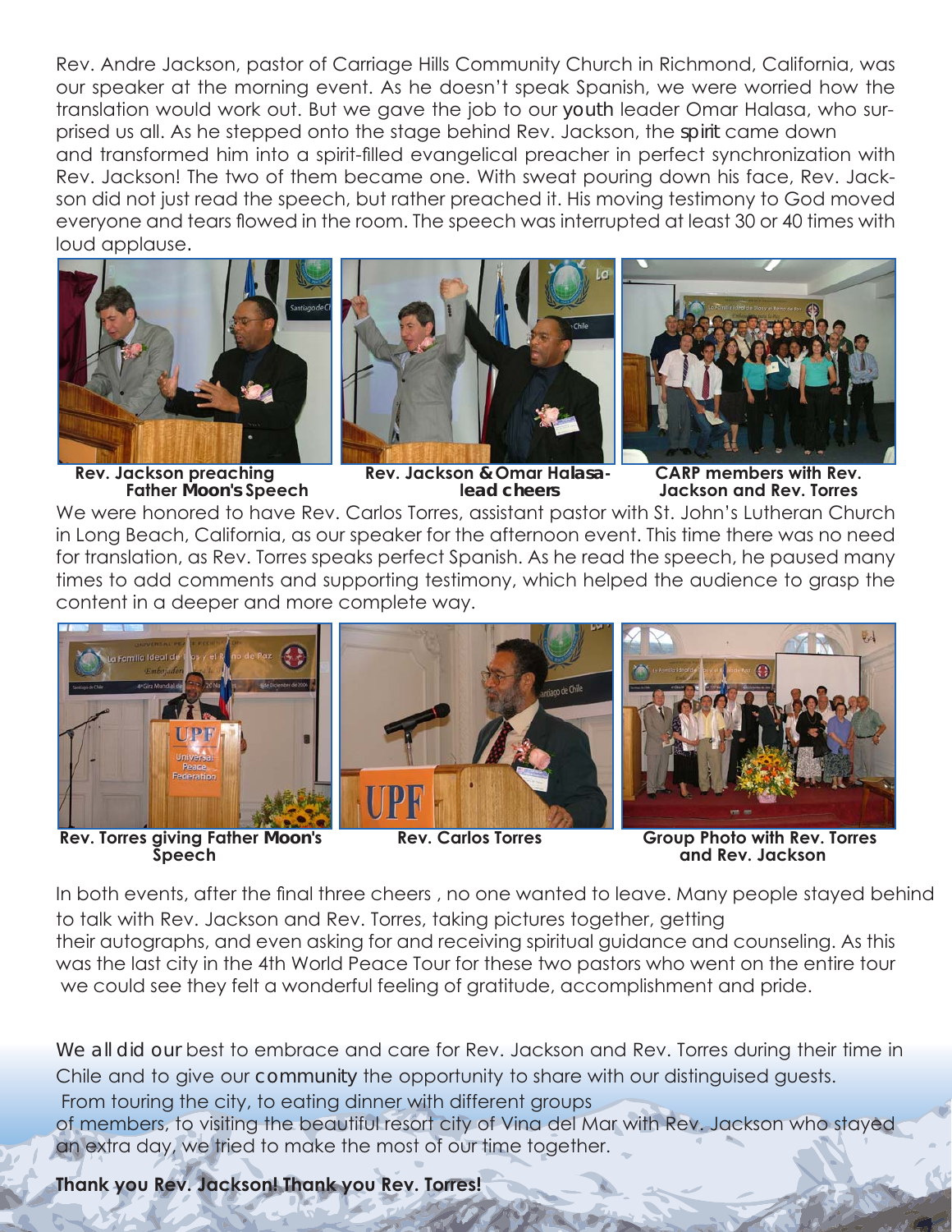Rev. Andre Jackson, pastor of Carriage Hills Community Church in Richmond, California, was our speaker at the morning event. As he doesn't speak Spanish, we were worried how the translation would work out. But we gave the job to our youth leader Omar Halasa, who surprised us all. As he stepped onto the stage behind Rev. Jackson, the spirit came down and transformed him into a spirit-filled evangelical preacher in perfect synchronization with Rev. Jackson! The two of them became one. With sweat pouring down his face, Rev. Jackson did not just read the speech, but rather preached it. His moving testimony to God moved everyone and tears flowed in the room. The speech was interrupted at least 30 or 40 times with loud applause.

**Rev. Jackson preaching Father Moon's Speech**

**Rev. Jackson & Omar Halasa- lead cheers**

**CARP members with Rev. Jackson and Rev. Torres**

We were honored to have Rev. Carlos Torres, assistant pastor with St. John's Lutheran Church in Long Beach, California, as our speaker for the afternoon event. This time there was no need for translation, as Rev. Torres speaks perfect Spanish. As he read the speech, he paused many times to add comments and supporting testimony, which helped the audience to grasp the content in a deeper and more complete way.

**Rev. Torres giving Father Moon's Speech**

**Rev. Carlos Torres**

**Group Photo with Rev. Torres and Rev. Jackson**

In both events, after the final three cheers , no one wanted to leave. Many people stayed behind to talk with Rev. Jackson and Rev. Torres, taking pictures together, getting their autographs, and even asking for and receiving spiritual guidance and counseling. As this was the last city in the 4th World Peace Tour for these two pastors who went on the entire tour we could see they felt a wonderful feeling of gratitude, accomplishment and pride.

We all did our best to embrace and care for Rev. Jackson and Rev. Torres during their time in Chile and to give our community the opportunity to share with our distinguised guests. From touring the city, to eating dinner with different groups of members, to visiting the beautiful resort city of Vina del Mar with Rev. Jackson who stayed an extra day, we tried to make the most of our time together.

**Thank you Rev. Jackson! Thank you Rev. Torres!**